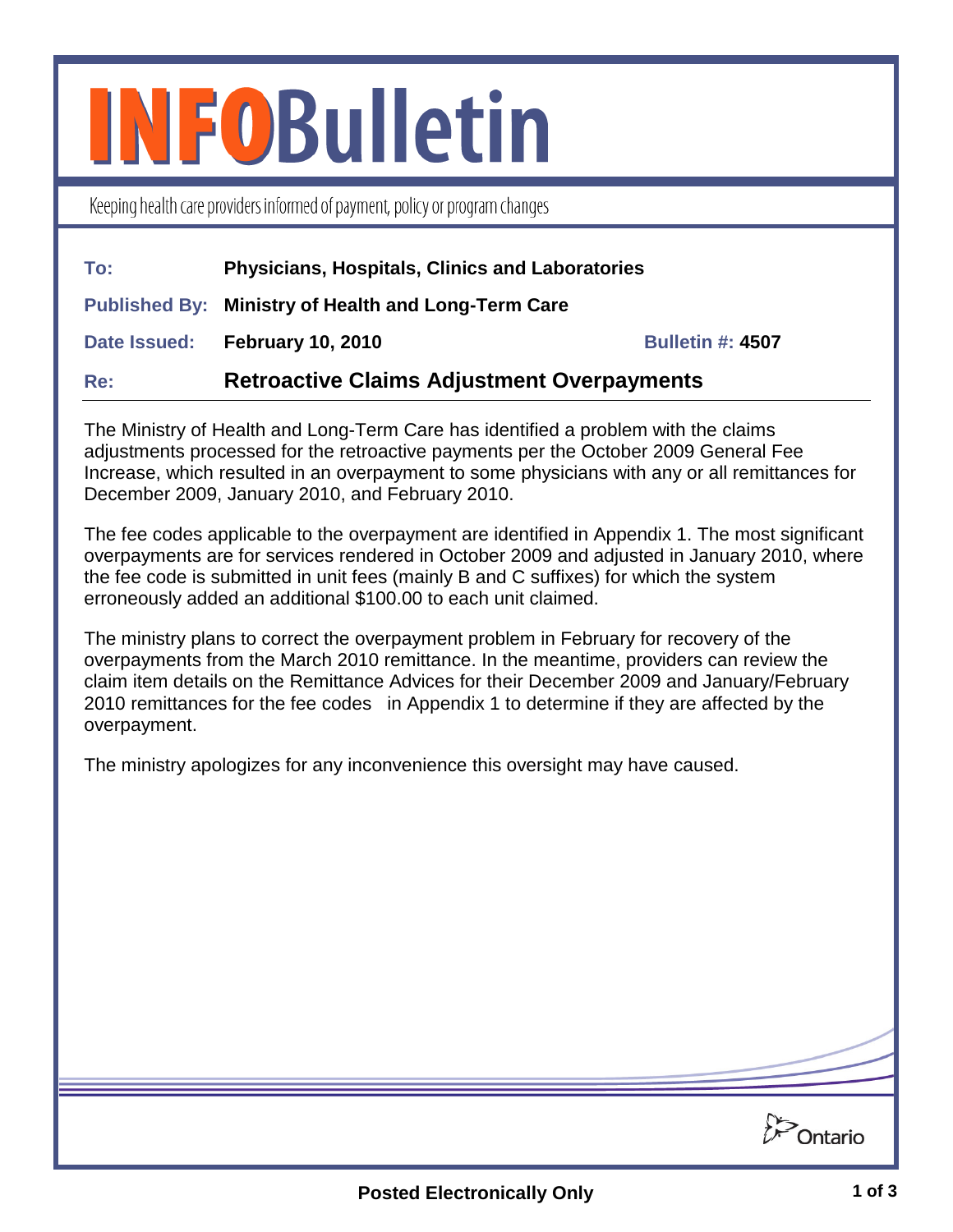# INFOBulletin

Keeping health care providers informed of payment, policy or program changes

| | | |
|---|---|---|
| **To:** | **Physicians, Hospitals, Clinics and Laboratories** | |
| **Published By:** | **Ministry of Health and Long-Term Care** | |
| **Date Issued:** | **February 10, 2010** | **Bulletin #: 4507** |
| **Re:** | **Retroactive Claims Adjustment Overpayments** | |

The Ministry of Health and Long-Term Care has identified a problem with the claims adjustments processed for the retroactive payments per the October 2009 General Fee Increase, which resulted in an overpayment to some physicians with any or all remittances for December 2009, January 2010, and February 2010.

The fee codes applicable to the overpayment are identified in Appendix 1. The most significant overpayments are for services rendered in October 2009 and adjusted in January 2010, where the fee code is submitted in unit fees (mainly B and C suffixes) for which the system erroneously added an additional $100.00 to each unit claimed.

The ministry plans to correct the overpayment problem in February for recovery of the overpayments from the March 2010 remittance. In the meantime, providers can review the claim item details on the Remittance Advices for their December 2009 and January/February 2010 remittances for the fee codes in Appendix 1 to determine if they are affected by the overpayment.

The ministry apologizes for any inconvenience this oversight may have caused.

Ontario

**Posted Electronically Only**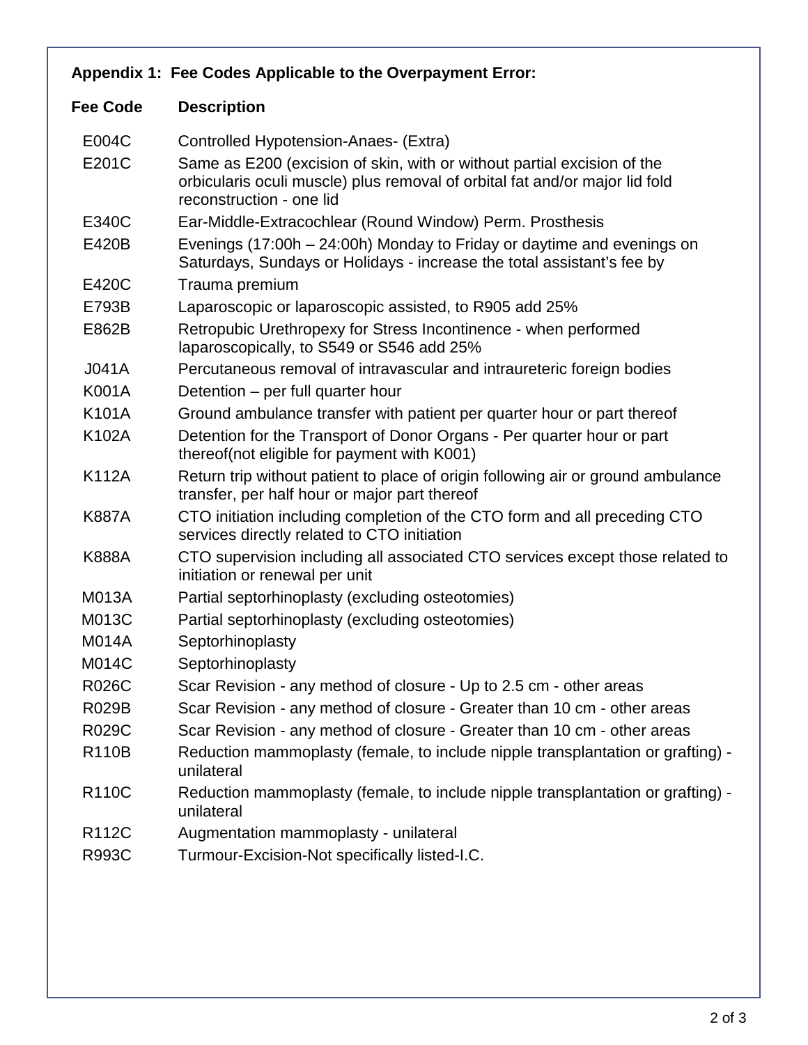**Appendix 1: Fee Codes Applicable to the Overpayment Error:**

| Fee Code | Description |
|---|---|
| E004C | Controlled Hypotension-Anaes- (Extra) |
| E201C | Same as E200 (excision of skin, with or without partial excision of the orbicularis oculi muscle) plus removal of orbital fat and/or major lid fold reconstruction - one lid |
| E340C | Ear-Middle-Extracochlear (Round Window) Perm. Prosthesis |
| E420B | Evenings (17:00h – 24:00h) Monday to Friday or daytime and evenings on Saturdays, Sundays or Holidays - increase the total assistant's fee by |
| E420C | Trauma premium |
| E793B | Laparoscopic or laparoscopic assisted, to R905 add 25% |
| E862B | Retropubic Urethropexy for Stress Incontinence - when performed laparoscopically, to S549 or S546 add 25% |
| J041A | Percutaneous removal of intravascular and intraureteric foreign bodies |
| K001A | Detention – per full quarter hour |
| K101A | Ground ambulance transfer with patient per quarter hour or part thereof |
| K102A | Detention for the Transport of Donor Organs - Per quarter hour or part thereof(not eligible for payment with K001) |
| K112A | Return trip without patient to place of origin following air or ground ambulance transfer, per half hour or major part thereof |
| K887A | CTO initiation including completion of the CTO form and all preceding CTO services directly related to CTO initiation |
| K888A | CTO supervision including all associated CTO services except those related to initiation or renewal per unit |
| M013A | Partial septorhinoplasty (excluding osteotomies) |
| M013C | Partial septorhinoplasty (excluding osteotomies) |
| M014A | Septorhinoplasty |
| M014C | Septorhinoplasty |
| R026C | Scar Revision - any method of closure - Up to 2.5 cm - other areas |
| R029B | Scar Revision - any method of closure - Greater than 10 cm - other areas |
| R029C | Scar Revision - any method of closure - Greater than 10 cm - other areas |
| R110B | Reduction mammoplasty (female, to include nipple transplantation or grafting) - unilateral |
| R110C | Reduction mammoplasty (female, to include nipple transplantation or grafting) - unilateral |
| R112C | Augmentation mammoplasty - unilateral |
| R993C | Turmour-Excision-Not specifically listed-I.C. |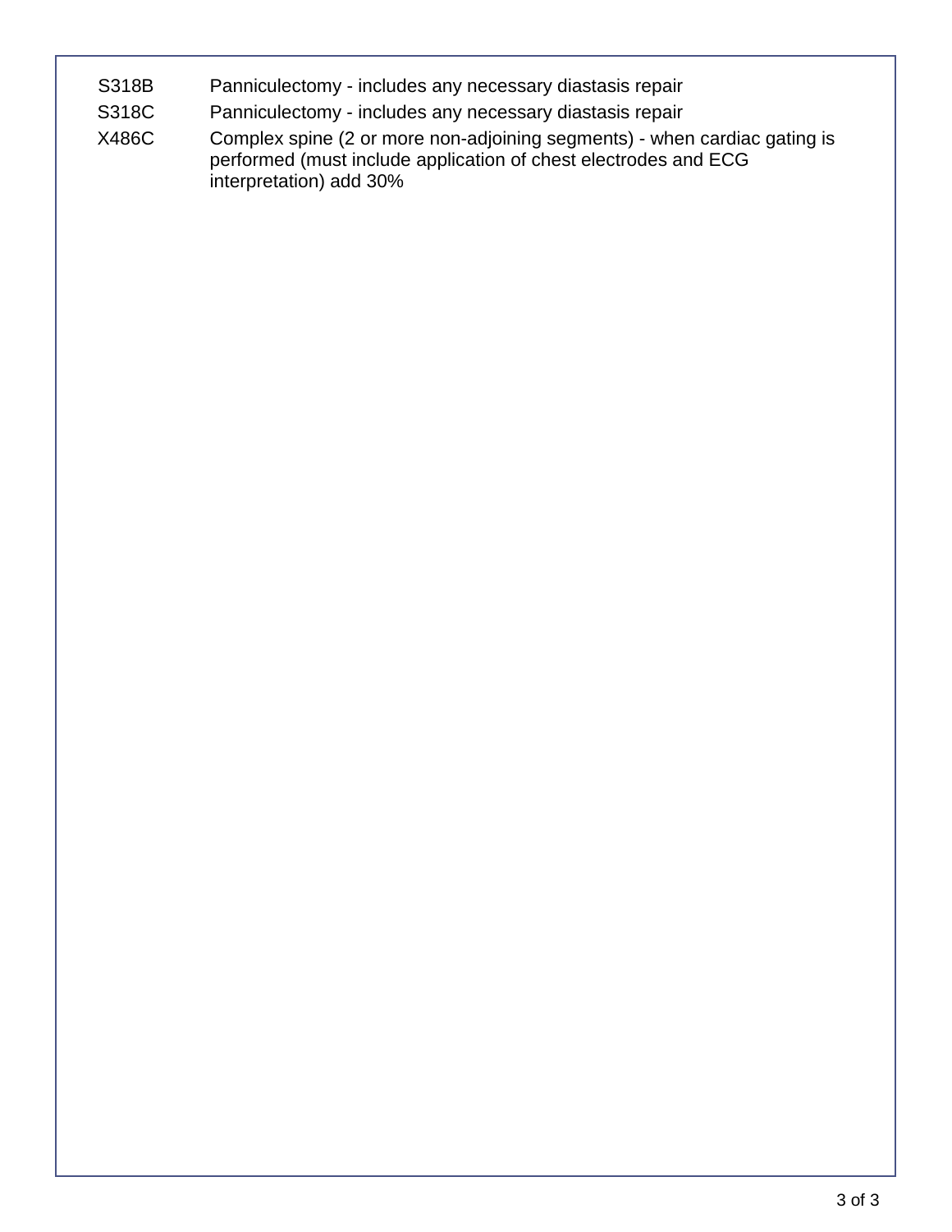| | |
|---|---|
| S318B | Panniculectomy - includes any necessary diastasis repair |
| S318C | Panniculectomy - includes any necessary diastasis repair |
| X486C | Complex spine (2 or more non-adjoining segments) - when cardiac gating is performed (must include application of chest electrodes and ECG interpretation) add 30% |